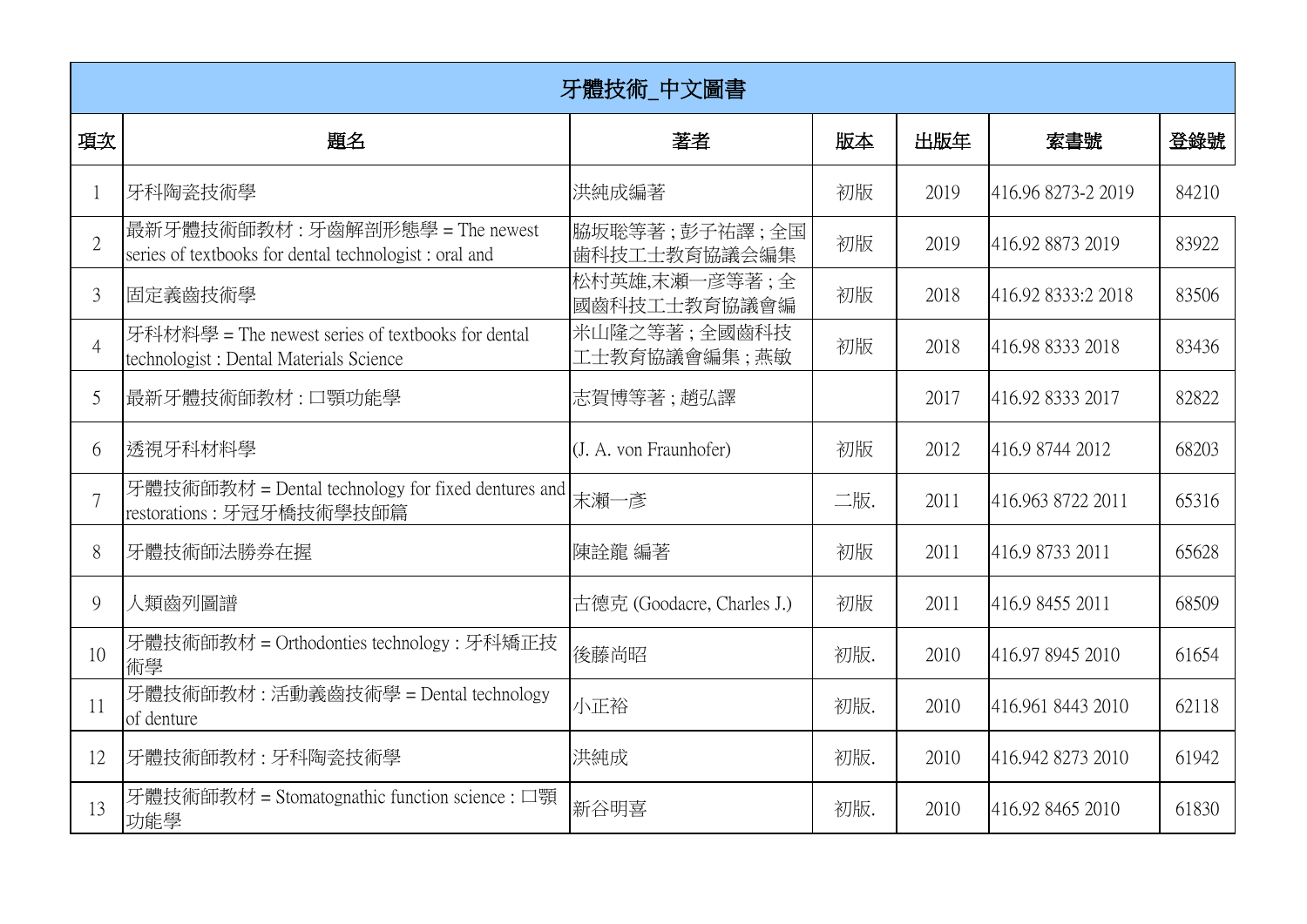| 牙體技術_中文圖書 | | | | | | |
|---|---|---|---|---|---|---|
| 項次 | 題名 | 著者 | 版本 | 出版年 | 索書號 | 登錄號 |
| 1 | 牙科陶瓷技術學 | 洪純成編著 | 初版 | 2019 | 416.96 8273-2 2019 | 84210 |
| 2 | 最新牙體技術師教材 : 牙齒解剖形態學 = The newest series of textbooks for dental technologist : oral and | 脇坂聡等著 ; 彭子祐譯 ; 全国歯科技工士教育協議会編集 | 初版 | 2019 | 416.92 8873 2019 | 83922 |
| 3 | 固定義齒技術學 | 松村英雄,末瀨一彥等著 ; 全國齒科技工士教育協議會編 | 初版 | 2018 | 416.92 8333:2 2018 | 83506 |
| 4 | 牙科材料學 = The newest series of textbooks for dental technologist : Dental Materials Science | 米山隆之等著 ; 全國齒科技工士教育協議會編集 ; 燕敏 | 初版 | 2018 | 416.98 8333 2018 | 83436 |
| 5 | 最新牙體技術師教材 : 口顎功能學 | 志賀博等著 ; 趙弘譯 | | 2017 | 416.92 8333 2017 | 82822 |
| 6 | 透視牙科材料學 | (J. A. von Fraunhofer) | 初版 | 2012 | 416.9 8744 2012 | 68203 |
| 7 | 牙體技術師教材 = Dental technology for fixed dentures and restorations : 牙冠牙橋技術學技師篇 | 末瀨一彥 | 二版. | 2011 | 416.963 8722 2011 | 65316 |
| 8 | 牙體技術師法勝券在握 | 陳詮龍 編著 | 初版 | 2011 | 416.9 8733 2011 | 65628 |
| 9 | 人類齒列圖譜 | 古德克 (Goodacre, Charles J.) | 初版 | 2011 | 416.9 8455 2011 | 68509 |
| 10 | 牙體技術師教材 = Orthodonties technology : 牙科矯正技術學 | 後藤尚昭 | 初版. | 2010 | 416.97 8945 2010 | 61654 |
| 11 | 牙體技術師教材 : 活動義齒技術學 = Dental technology of denture | 小正裕 | 初版. | 2010 | 416.961 8443 2010 | 62118 |
| 12 | 牙體技術師教材 : 牙科陶瓷技術學 | 洪純成 | 初版. | 2010 | 416.942 8273 2010 | 61942 |
| 13 | 牙體技術師教材 = Stomatognathic function science : 口顎功能學 | 新谷明喜 | 初版. | 2010 | 416.92 8465 2010 | 61830 |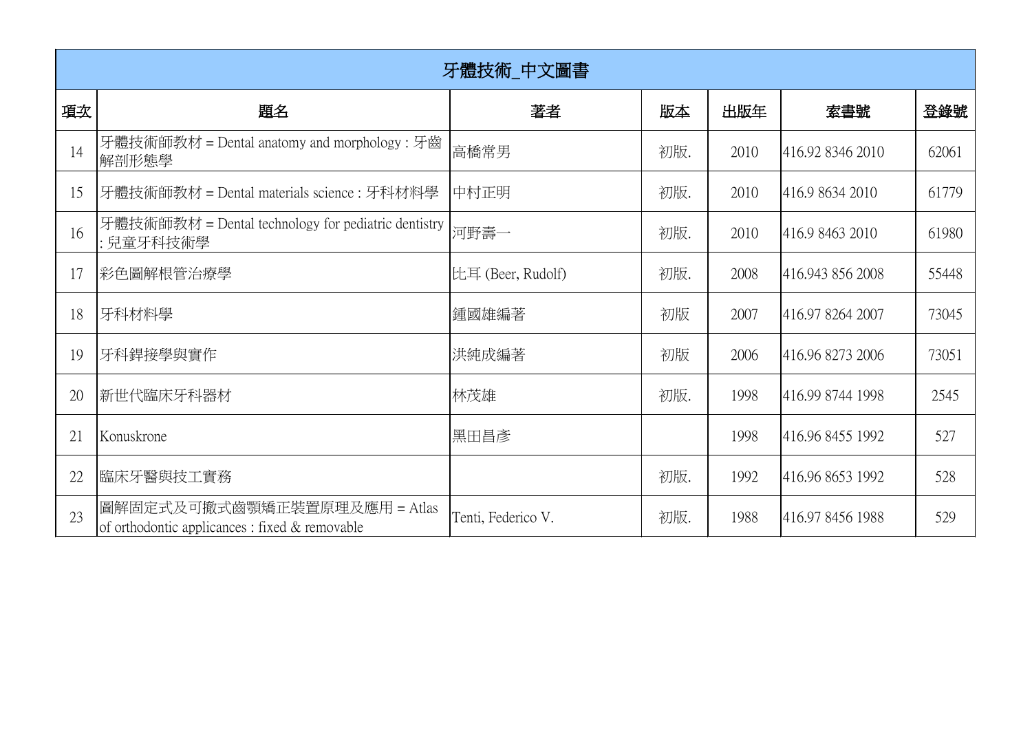| 牙體技術_中文圖書 | | | | | | |
|---|---|---|---|---|---|---|
| 項次 | 題名 | 著者 | 版本 | 出版年 | 索書號 | 登錄號 |
| 14 | 牙體技術師教材 = Dental anatomy and morphology : 牙齒解剖形態學 | 高橋常男 | 初版. | 2010 | 416.92 8346 2010 | 62061 |
| 15 | 牙體技術師教材 = Dental materials science : 牙科材料學 | 中村正明 | 初版. | 2010 | 416.9 8634 2010 | 61779 |
| 16 | 牙體技術師教材 = Dental technology for pediatric dentistry : 兒童牙科技術學 | 河野壽一 | 初版. | 2010 | 416.9 8463 2010 | 61980 |
| 17 | 彩色圖解根管治療學 | 比耳 (Beer, Rudolf) | 初版. | 2008 | 416.943 856 2008 | 55448 |
| 18 | 牙科材料學 | 鍾國雄編著 | 初版 | 2007 | 416.97 8264 2007 | 73045 |
| 19 | 牙科銲接學與實作 | 洪純成編著 | 初版 | 2006 | 416.96 8273 2006 | 73051 |
| 20 | 新世代臨床牙科器材 | 林茂雄 | 初版. | 1998 | 416.99 8744 1998 | 2545 |
| 21 | Konuskrone | 黑田昌彥 | | 1998 | 416.96 8455 1992 | 527 |
| 22 | 臨床牙醫與技工實務 | | 初版. | 1992 | 416.96 8653 1992 | 528 |
| 23 | 圖解固定式及可撤式齒顎矯正裝置原理及應用 = Atlas of orthodontic applicances : fixed & removable | Tenti, Federico V. | 初版. | 1988 | 416.97 8456 1988 | 529 |